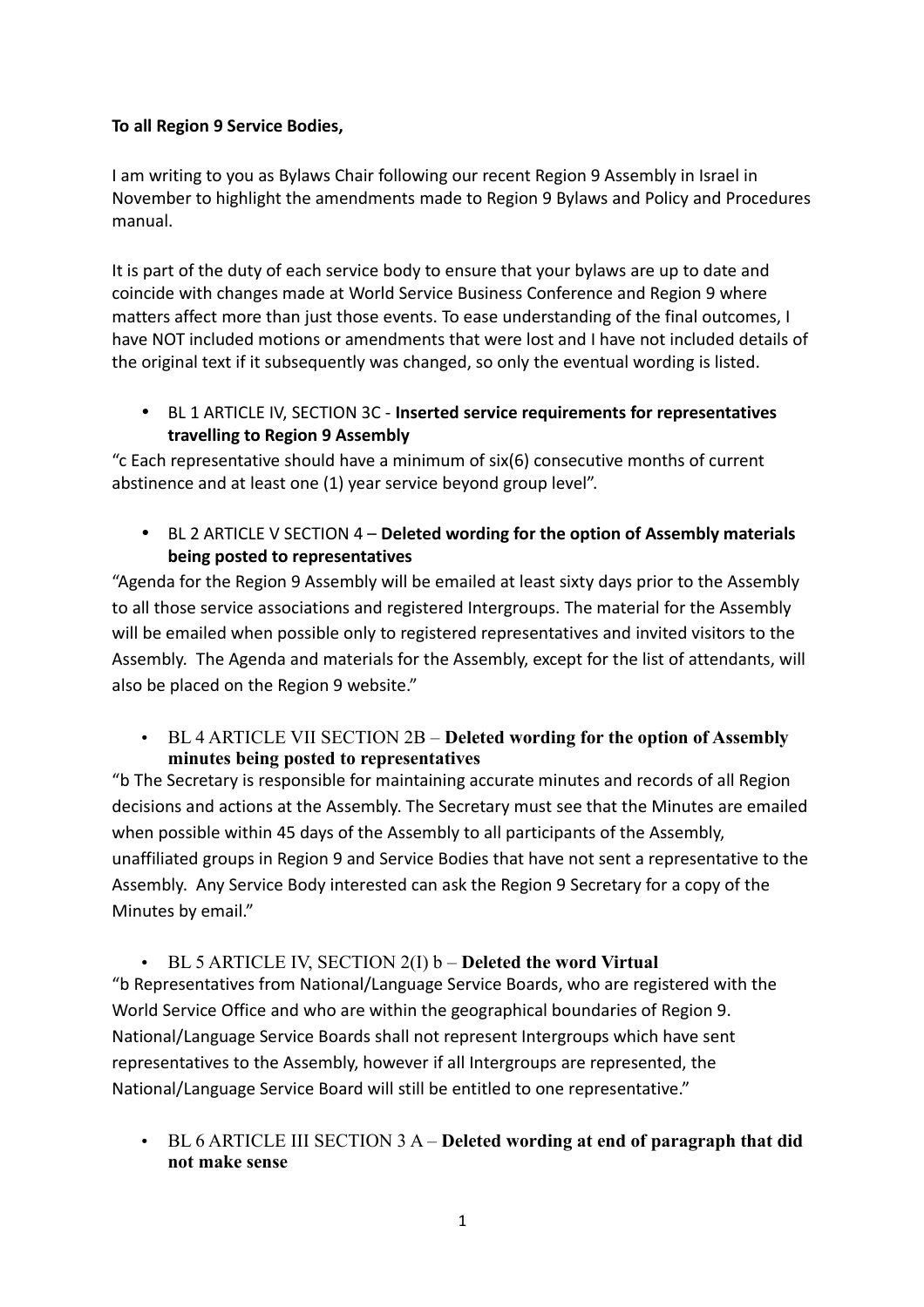**To all Region 9 Service Bodies,**

I am writing to you as Bylaws Chair following our recent Region 9 Assembly in Israel in November to highlight the amendments made to Region 9 Bylaws and Policy and Procedures manual.

It is part of the duty of each service body to ensure that your bylaws are up to date and coincide with changes made at World Service Business Conference and Region 9 where matters affect more than just those events. To ease understanding of the final outcomes, I have NOT included motions or amendments that were lost and I have not included details of the original text if it subsequently was changed, so only the eventual wording is listed.

- BL 1 ARTICLE IV, SECTION 3C - **Inserted service requirements for representatives travelling to Region 9 Assembly**

"c Each representative should have a minimum of six(6) consecutive months of current abstinence and at least one (1) year service beyond group level".

- BL 2 ARTICLE V SECTION 4 – **Deleted wording for the option of Assembly materials being posted to representatives**

"Agenda for the Region 9 Assembly will be emailed at least sixty days prior to the Assembly to all those service associations and registered Intergroups. The material for the Assembly will be emailed when possible only to registered representatives and invited visitors to the Assembly. The Agenda and materials for the Assembly, except for the list of attendants, will also be placed on the Region 9 website."

- BL 4 ARTICLE VII SECTION 2B – **Deleted wording for the option of Assembly minutes being posted to representatives**

"b The Secretary is responsible for maintaining accurate minutes and records of all Region decisions and actions at the Assembly. The Secretary must see that the Minutes are emailed when possible within 45 days of the Assembly to all participants of the Assembly, unaffiliated groups in Region 9 and Service Bodies that have not sent a representative to the Assembly. Any Service Body interested can ask the Region 9 Secretary for a copy of the Minutes by email."

- BL 5 ARTICLE IV, SECTION 2(I) b – **Deleted the word Virtual**

"b Representatives from National/Language Service Boards, who are registered with the World Service Office and who are within the geographical boundaries of Region 9. National/Language Service Boards shall not represent Intergroups which have sent representatives to the Assembly, however if all Intergroups are represented, the National/Language Service Board will still be entitled to one representative."

- BL 6 ARTICLE III SECTION 3 A – **Deleted wording at end of paragraph that did not make sense**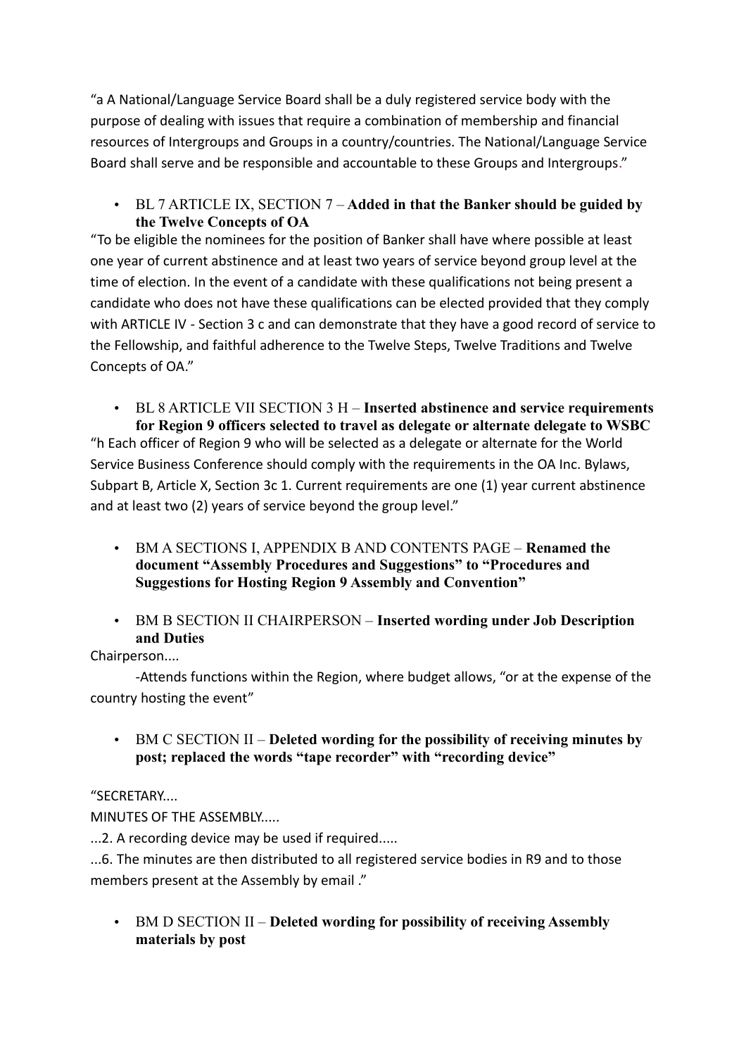"a A National/Language Service Board shall be a duly registered service body with the purpose of dealing with issues that require a combination of membership and financial resources of Intergroups and Groups in a country/countries. The National/Language Service Board shall serve and be responsible and accountable to these Groups and Intergroups."

- BL 7 ARTICLE IX, SECTION 7 – **Added in that the Banker should be guided by the Twelve Concepts of OA**

"To be eligible the nominees for the position of Banker shall have where possible at least one year of current abstinence and at least two years of service beyond group level at the time of election. In the event of a candidate with these qualifications not being present a candidate who does not have these qualifications can be elected provided that they comply with ARTICLE IV - Section 3 c and can demonstrate that they have a good record of service to the Fellowship, and faithful adherence to the Twelve Steps, Twelve Traditions and Twelve Concepts of OA."

- BL 8 ARTICLE VII SECTION 3 H – **Inserted abstinence and service requirements for Region 9 officers selected to travel as delegate or alternate delegate to WSBC**

"h Each officer of Region 9 who will be selected as a delegate or alternate for the World Service Business Conference should comply with the requirements in the OA Inc. Bylaws, Subpart B, Article X, Section 3c 1. Current requirements are one (1) year current abstinence and at least two (2) years of service beyond the group level."

- BM A SECTIONS I, APPENDIX B AND CONTENTS PAGE – **Renamed the document "Assembly Procedures and Suggestions" to "Procedures and Suggestions for Hosting Region 9 Assembly and Convention"**

- BM B SECTION II CHAIRPERSON – **Inserted wording under Job Description and Duties**

Chairperson....

-Attends functions within the Region, where budget allows, "or at the expense of the country hosting the event"

- BM C SECTION II – **Deleted wording for the possibility of receiving minutes by post; replaced the words "tape recorder" with "recording device"**

"SECRETARY....

MINUTES OF THE ASSEMBLY.....

...2. A recording device may be used if required.....

...6. The minutes are then distributed to all registered service bodies in R9 and to those members present at the Assembly by email ."

- BM D SECTION II – **Deleted wording for possibility of receiving Assembly materials by post**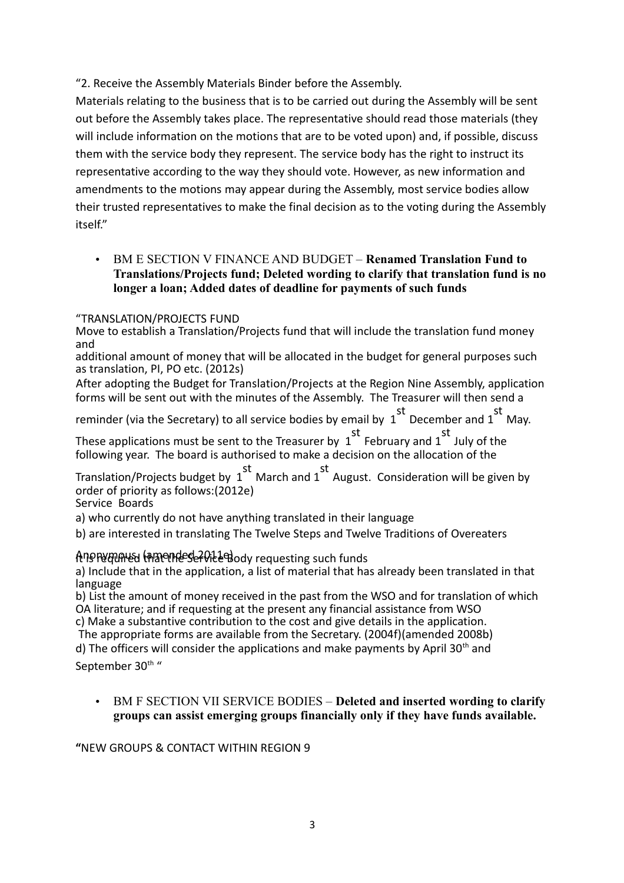"2. Receive the Assembly Materials Binder before the Assembly.
Materials relating to the business that is to be carried out during the Assembly will be sent out before the Assembly takes place. The representative should read those materials (they will include information on the motions that are to be voted upon) and, if possible, discuss them with the service body they represent. The service body has the right to instruct its representative according to the way they should vote. However, as new information and amendments to the motions may appear during the Assembly, most service bodies allow their trusted representatives to make the final decision as to the voting during the Assembly itself."

- BM E SECTION V FINANCE AND BUDGET – **Renamed Translation Fund to Translations/Projects fund; Deleted wording to clarify that translation fund is no longer a loan; Added dates of deadline for payments of such funds**

"TRANSLATION/PROJECTS FUND
Move to establish a Translation/Projects fund that will include the translation fund money and
additional amount of money that will be allocated in the budget for general purposes such as translation, PI, PO etc. (2012s)
After adopting the Budget for Translation/Projects at the Region Nine Assembly, application forms will be sent out with the minutes of the Assembly. The Treasurer will then send a reminder (via the Secretary) to all service bodies by email by 1st December and 1st May. These applications must be sent to the Treasurer by 1st February and 1st July of the following year. The board is authorised to make a decision on the allocation of the Translation/Projects budget by 1st March and 1st August. Consideration will be given by order of priority as follows:(2012e)
Service Boards
a) who currently do not have anything translated in their language
b) are interested in translating The Twelve Steps and Twelve Traditions of Overeaters Anonymous (amended 2011e)
It is required that the Service Body requesting such funds
a) Include that in the application, a list of material that has already been translated in that language
b) List the amount of money received in the past from the WSO and for translation of which OA literature; and if requesting at the present any financial assistance from WSO
c) Make a substantive contribution to the cost and give details in the application.
The appropriate forms are available from the Secretary. (2004f)(amended 2008b)
d) The officers will consider the applications and make payments by April 30th and September 30th "

- BM F SECTION VII SERVICE BODIES – **Deleted and inserted wording to clarify groups can assist emerging groups financially only if they have funds available.**

"NEW GROUPS & CONTACT WITHIN REGION 9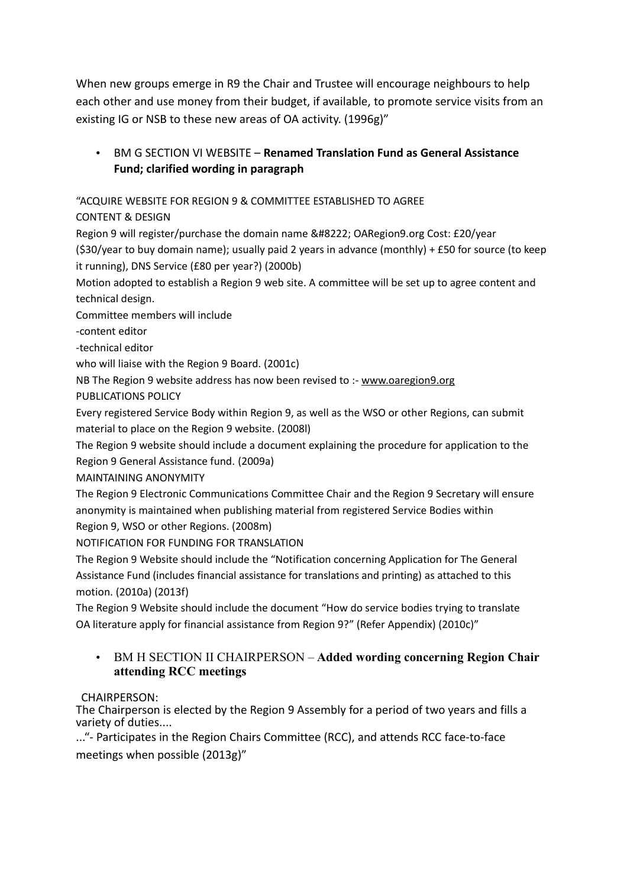When new groups emerge in R9 the Chair and Trustee will encourage neighbours to help each other and use money from their budget, if available, to promote service visits from an existing IG or NSB to these new areas of OA activity. (1996g)"

- BM G SECTION VI WEBSITE – **Renamed Translation Fund as General Assistance Fund; clarified wording in paragraph**

"ACQUIRE WEBSITE FOR REGION 9 & COMMITTEE ESTABLISHED TO AGREE CONTENT & DESIGN

Region 9 will register/purchase the domain name &#8222; OARegion9.org Cost: £20/year ($30/year to buy domain name); usually paid 2 years in advance (monthly) + £50 for source (to keep it running), DNS Service (£80 per year?) (2000b)

Motion adopted to establish a Region 9 web site. A committee will be set up to agree content and technical design.

Committee members will include

-content editor

-technical editor

who will liaise with the Region 9 Board. (2001c)

NB The Region 9 website address has now been revised to :- www.oaregion9.org

PUBLICATIONS POLICY

Every registered Service Body within Region 9, as well as the WSO or other Regions, can submit material to place on the Region 9 website. (2008l)

The Region 9 website should include a document explaining the procedure for application to the Region 9 General Assistance fund. (2009a)

MAINTAINING ANONYMITY

The Region 9 Electronic Communications Committee Chair and the Region 9 Secretary will ensure anonymity is maintained when publishing material from registered Service Bodies within Region 9, WSO or other Regions. (2008m)

NOTIFICATION FOR FUNDING FOR TRANSLATION

The Region 9 Website should include the "Notification concerning Application for The General Assistance Fund (includes financial assistance for translations and printing) as attached to this motion. (2010a) (2013f)

The Region 9 Website should include the document "How do service bodies trying to translate OA literature apply for financial assistance from Region 9?" (Refer Appendix) (2010c)"

- BM H SECTION II CHAIRPERSON – **Added wording concerning Region Chair attending RCC meetings**

CHAIRPERSON:

The Chairperson is elected by the Region 9 Assembly for a period of two years and fills a variety of duties....

..."- Participates in the Region Chairs Committee (RCC), and attends RCC face-to-face meetings when possible (2013g)"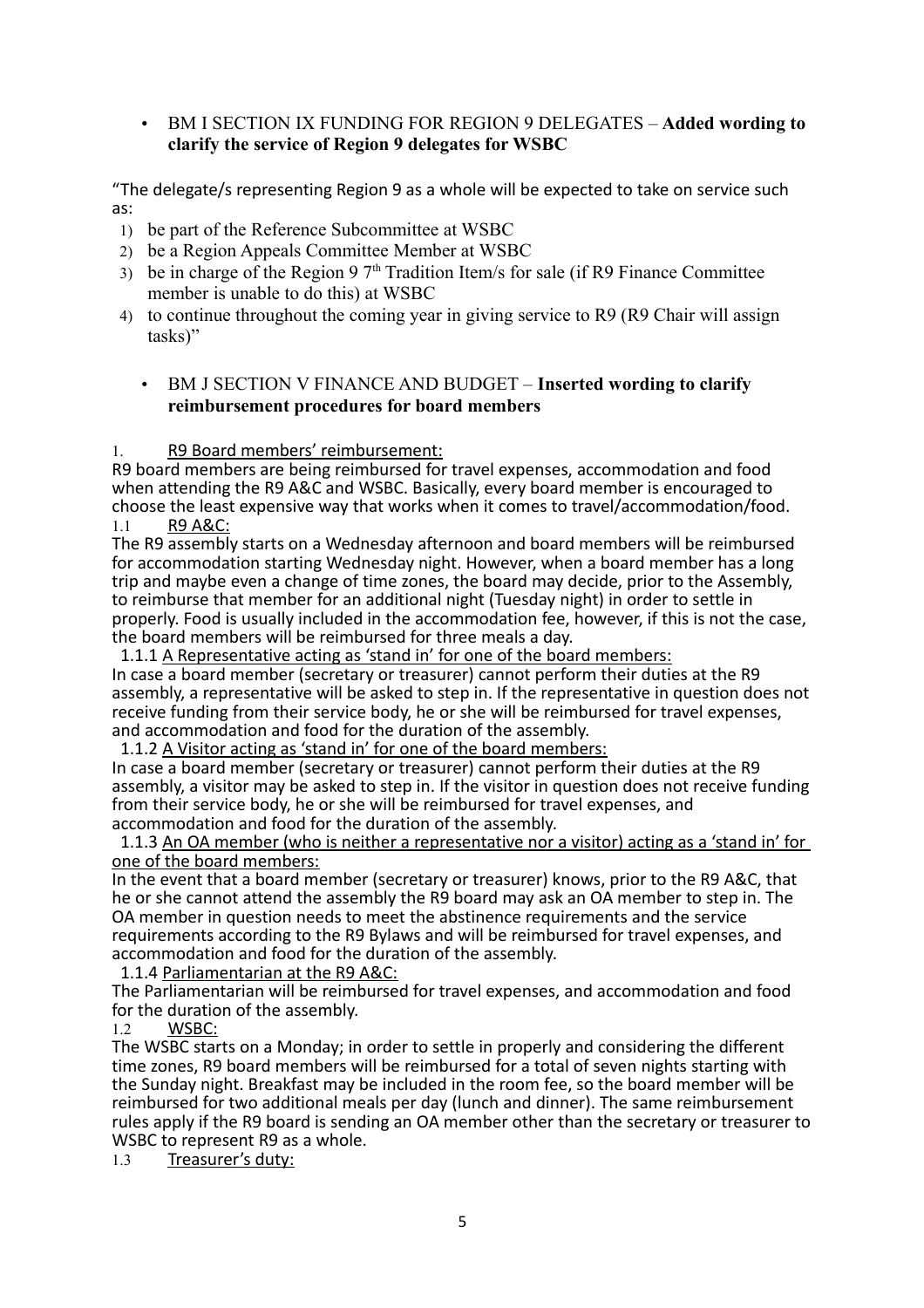- BM I SECTION IX FUNDING FOR REGION 9 DELEGATES – **Added wording to clarify the service of Region 9 delegates for WSBC**

"The delegate/s representing Region 9 as a whole will be expected to take on service such as:

1) be part of the Reference Subcommittee at WSBC
2) be a Region Appeals Committee Member at WSBC
3) be in charge of the Region 9 7th Tradition Item/s for sale (if R9 Finance Committee member is unable to do this) at WSBC
4) to continue throughout the coming year in giving service to R9 (R9 Chair will assign tasks)"

- BM J SECTION V FINANCE AND BUDGET – **Inserted wording to clarify reimbursement procedures for board members**

1. <u>R9 Board members' reimbursement:</u>

R9 board members are being reimbursed for travel expenses, accommodation and food when attending the R9 A&C and WSBC. Basically, every board member is encouraged to choose the least expensive way that works when it comes to travel/accommodation/food.

1.1 <u>R9 A&C:</u>

The R9 assembly starts on a Wednesday afternoon and board members will be reimbursed for accommodation starting Wednesday night. However, when a board member has a long trip and maybe even a change of time zones, the board may decide, prior to the Assembly, to reimburse that member for an additional night (Tuesday night) in order to settle in properly. Food is usually included in the accommodation fee, however, if this is not the case, the board members will be reimbursed for three meals a day.

1.1.1 <u>A Representative acting as 'stand in' for one of the board members:</u>

In case a board member (secretary or treasurer) cannot perform their duties at the R9 assembly, a representative will be asked to step in. If the representative in question does not receive funding from their service body, he or she will be reimbursed for travel expenses, and accommodation and food for the duration of the assembly.

1.1.2 <u>A Visitor acting as 'stand in' for one of the board members:</u>

In case a board member (secretary or treasurer) cannot perform their duties at the R9 assembly, a visitor may be asked to step in. If the visitor in question does not receive funding from their service body, he or she will be reimbursed for travel expenses, and accommodation and food for the duration of the assembly.

1.1.3 <u>An OA member (who is neither a representative nor a visitor) acting as a 'stand in' for one of the board members:</u>

In the event that a board member (secretary or treasurer) knows, prior to the R9 A&C, that he or she cannot attend the assembly the R9 board may ask an OA member to step in. The OA member in question needs to meet the abstinence requirements and the service requirements according to the R9 Bylaws and will be reimbursed for travel expenses, and accommodation and food for the duration of the assembly.

1.1.4 <u>Parliamentarian at the R9 A&C:</u>

The Parliamentarian will be reimbursed for travel expenses, and accommodation and food for the duration of the assembly.

1.2 <u>WSBC:</u>

The WSBC starts on a Monday; in order to settle in properly and considering the different time zones, R9 board members will be reimbursed for a total of seven nights starting with the Sunday night. Breakfast may be included in the room fee, so the board member will be reimbursed for two additional meals per day (lunch and dinner). The same reimbursement rules apply if the R9 board is sending an OA member other than the secretary or treasurer to WSBC to represent R9 as a whole.

1.3 <u>Treasurer's duty:</u>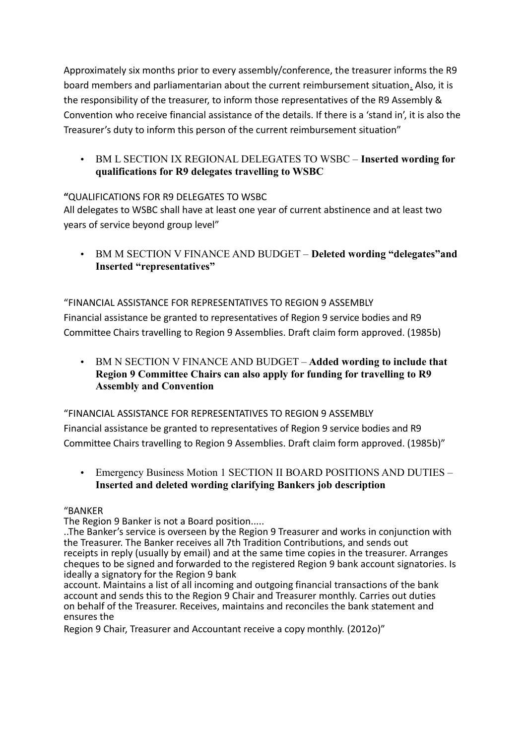Approximately six months prior to every assembly/conference, the treasurer informs the R9 board members and parliamentarian about the current reimbursement situation. Also, it is the responsibility of the treasurer, to inform those representatives of the R9 Assembly & Convention who receive financial assistance of the details. If there is a 'stand in', it is also the Treasurer's duty to inform this person of the current reimbursement situation"

- BM L SECTION IX REGIONAL DELEGATES TO WSBC – **Inserted wording for qualifications for R9 delegates travelling to WSBC**

"QUALIFICATIONS FOR R9 DELEGATES TO WSBC
All delegates to WSBC shall have at least one year of current abstinence and at least two years of service beyond group level"

- BM M SECTION V FINANCE AND BUDGET – **Deleted wording "delegates"and Inserted "representatives"**

"FINANCIAL ASSISTANCE FOR REPRESENTATIVES TO REGION 9 ASSEMBLY
Financial assistance be granted to representatives of Region 9 service bodies and R9 Committee Chairs travelling to Region 9 Assemblies. Draft claim form approved. (1985b)

- BM N SECTION V FINANCE AND BUDGET – **Added wording to include that Region 9 Committee Chairs can also apply for funding for travelling to R9 Assembly and Convention**

"FINANCIAL ASSISTANCE FOR REPRESENTATIVES TO REGION 9 ASSEMBLY
Financial assistance be granted to representatives of Region 9 service bodies and R9 Committee Chairs travelling to Region 9 Assemblies. Draft claim form approved. (1985b)"

- Emergency Business Motion 1 SECTION II BOARD POSITIONS AND DUTIES – **Inserted and deleted wording clarifying Bankers job description**

"BANKER
The Region 9 Banker is not a Board position.....
..The Banker's service is overseen by the Region 9 Treasurer and works in conjunction with the Treasurer. The Banker receives all 7th Tradition Contributions, and sends out receipts in reply (usually by email) and at the same time copies in the treasurer. Arranges cheques to be signed and forwarded to the registered Region 9 bank account signatories. Is ideally a signatory for the Region 9 bank account. Maintains a list of all incoming and outgoing financial transactions of the bank account and sends this to the Region 9 Chair and Treasurer monthly. Carries out duties on behalf of the Treasurer. Receives, maintains and reconciles the bank statement and ensures the Region 9 Chair, Treasurer and Accountant receive a copy monthly. (2012o)"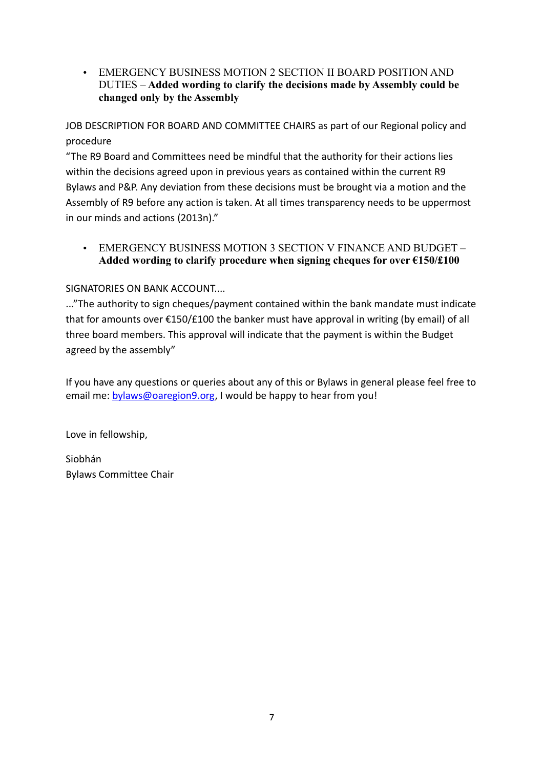- EMERGENCY BUSINESS MOTION 2 SECTION II BOARD POSITION AND DUTIES – **Added wording to clarify the decisions made by Assembly could be changed only by the Assembly**

JOB DESCRIPTION FOR BOARD AND COMMITTEE CHAIRS as part of our Regional policy and procedure

"The R9 Board and Committees need be mindful that the authority for their actions lies within the decisions agreed upon in previous years as contained within the current R9 Bylaws and P&P. Any deviation from these decisions must be brought via a motion and the Assembly of R9 before any action is taken. At all times transparency needs to be uppermost in our minds and actions (2013n)."

- EMERGENCY BUSINESS MOTION 3 SECTION V FINANCE AND BUDGET – **Added wording to clarify procedure when signing cheques for over €150/£100**

SIGNATORIES ON BANK ACCOUNT....

..."The authority to sign cheques/payment contained within the bank mandate must indicate that for amounts over €150/£100 the banker must have approval in writing (by email) of all three board members. This approval will indicate that the payment is within the Budget agreed by the assembly"

If you have any questions or queries about any of this or Bylaws in general please feel free to email me: [bylaws@oaregion9.org](mailto:bylaws@oaregion9.org), I would be happy to hear from you!

Love in fellowship,

Siobhán
Bylaws Committee Chair